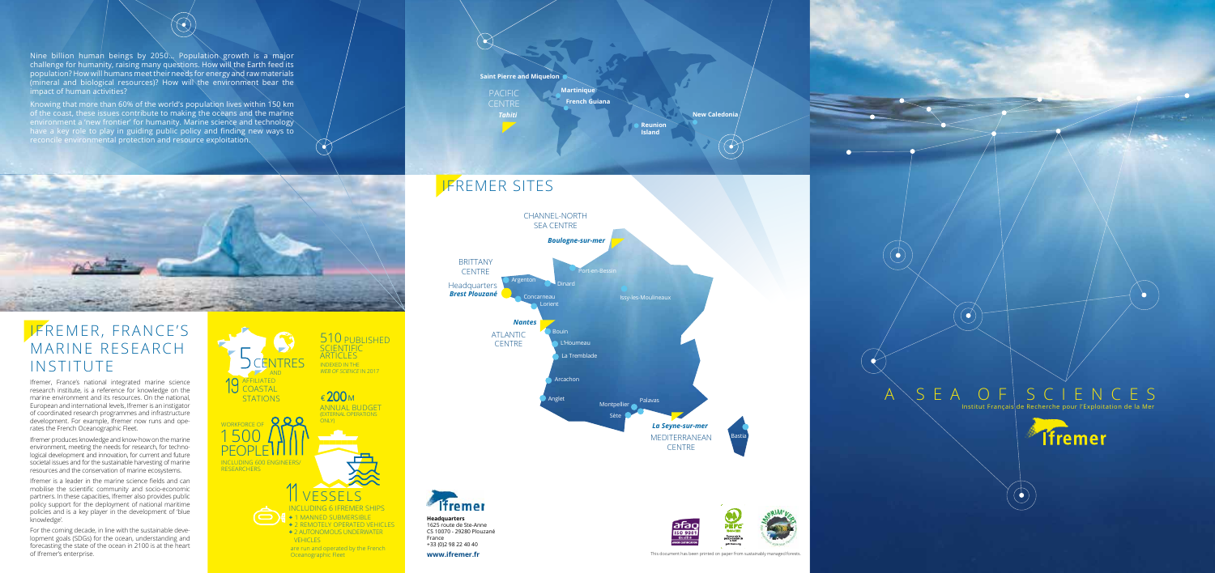Nine billion human beings by 2050... Population growth is a major challenge for humanity, raising many questions. How will the Earth feed its population? How will humans meet their needs for energy and raw materials (mineral and biological resources)? How will the environment bear the impact of human activities?

Knowing that more than 60% of the world's population lives within 150 km of the coast, these issues contribute to making the oceans and the marine environment a 'new frontier' for humanity. Marine science and technology have a key role to play in guiding public policy and finding new ways to reconcile environmental protection and resource exploitation.

# IFREMER, FRANCE'S MARINE RESEARCH INSTITUTE

Ifremer, France's national integrated marine science research institute, is a reference for knowledge on the marine environment and its resources. On the national, European and international levels, Ifremer is an instigator of coordinated research programmes and infrastructure development. For example, Ifremer now runs and operates the French Oceanographic Fleet.

Ifremer produces knowledge and know-how on the marine environment, meeting the needs for research, for technological development and innovation, for current and future societal issues and for the sustainable harvesting of marine resources and the conservation of marine ecosystems.

Ifremer is a leader in the marine science fields and can mobilise the scientific community and socio-economic partners. In these capacities, Ifremer also provides public policy support for the deployment of national maritime policies and is a key player in the development of 'blue knowledge'.

For the coming decade, in line with the sustainable development goals (SDGs) for the ocean, understanding and forecasting the state of the ocean in 2100 is at the heart of Ifremer's enterprise.

5 CENTRES AND 19 AFFILIATED COASTAL STATIONS

510 PUBLISHED SCIENTIFIC ARTICLES INDEXED IN THE *WEB OF SCIENCE* IN 2017

WORKFORCE OF 1 500 PEOPLE INCLUDING 600 ENGINEERS/ RESEARCHERS

€ 200 M ANNUAL BUDGET (EXTERNAL OPERATIONS ONLY)

11 VESSELS INCLUDING 6 IFREMER SHIPS

- 1 MANNED SUBMERSIBLE
- 2 REMOTELY OPERATED VEHICLES
- 2 AUTONOMOUS UNDERWATER VEHICLES

are run and operated by the French Oceanographic Fleet

# IFREMER SITES

Saint Pierre and Miquelon
Martinique
French Guiana
PACIFIC CENTRE *Tahiti*
Reunion Island
New Caledonia

CHANNEL-NORTH SEA CENTRE *Boulogne-sur-mer*

BRITTANY CENTRE
Headquarters *Brest Plouzané*

Port-en-Bessin
Argenton
Dinard
Concarneau
Lorient
Issy-les-Moulineaux

ATLANTIC CENTRE *Nantes*
Bouin
L'Houmeau
La Tremblade
Arcachon
Anglet

Montpellier
Palavas
Sète
MEDITERRANEAN CENTRE *La Seyne-sur-mer*
Bastia

Ifremer

**Headquarters**
1625 route de Ste-Anne
CS 10070 - 29280 Plouzané
France
+33 (0)2 98 22 40 40

**www.ifremer.fr**

This document has been printed on paper from sustainably managed forests.

# A SEA OF SCIENCES

Institut Français de Recherche pour l'Exploitation de la Mer

Ifremer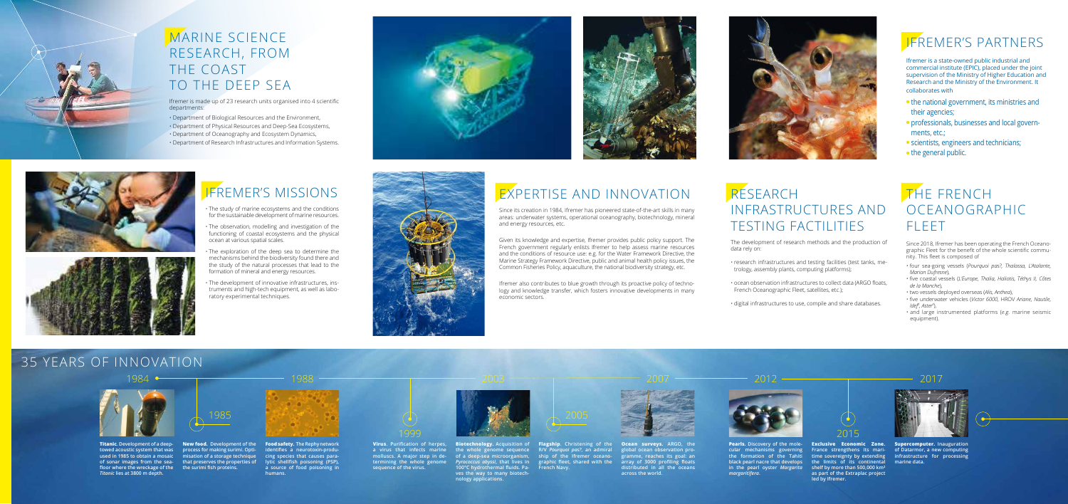# MARINE SCIENCE RESEARCH, FROM THE COAST TO THE DEEP SEA

Ifremer is made up of 23 research units organised into 4 scientific departments:

- Department of Biological Resources and the Environment,
- Department of Physical Resources and Deep-Sea Ecosystems,
- Department of Oceanography and Ecosystem Dynamics,
- Department of Research Infrastructures and Information Systems.

# IFREMER'S MISSIONS

- The study of marine ecosystems and the conditions for the sustainable development of marine resources.
- The observation, modelling and investigation of the functioning of coastal ecosystems and the physical ocean at various spatial scales.
- The exploration of the deep sea to determine the mechanisms behind the biodiversity found there and the study of the natural processes that lead to the formation of mineral and energy resources.
- The development of innovative infrastructures, instruments and high-tech equipment, as well as laboratory experimental techniques.

# EXPERTISE AND INNOVATION

Since its creation in 1984, Ifremer has pioneered state-of-the-art skills in many areas: underwater systems, operational oceanography, biotechnology, mineral and energy resources, etc.

Given its knowledge and expertise, Ifremer provides public policy support. The French government regularly enlists Ifremer to help assess marine resources and the conditions of resource use: e.g. for the Water Framework Directive, the Marine Strategy Framework Directive, public and animal health policy issues, the Common Fisheries Policy, aquaculture, the national biodiversity strategy, etc.

Ifremer also contributes to blue growth through its proactive policy of technology and knowledge transfer, which fosters innovative developments in many economic sectors.

# RESEARCH INFRASTRUCTURES AND TESTING FACTILITIES

The development of research methods and the production of data rely on:

- research infrastructures and testing facilities (test tanks, metrology, assembly plants, computing platforms);
- ocean observation infrastructures to collect data (ARGO floats, French Oceanographic Fleet, satellites, etc.);
- digital infrastructures to use, compile and share databases.

# IFREMER'S PARTNERS

Ifremer is a state-owned public industrial and commercial institute (EPIC), placed under the joint supervision of the Ministry of Higher Education and Research and the Ministry of the Environment. It collaborates with

- the national government, its ministries and their agencies;
- professionals, businesses and local governments, etc.;
- scientists, engineers and technicians;
- the general public.

# THE FRENCH OCEANOGRAPHIC FLEET

Since 2018, Ifremer has been operating the French Oceanographic Fleet for the benefit of the whole scientific community. This fleet is composed of

- four sea-going vessels (*Pourquoi pas?, Thalassa, L'Atalante, Marion Dufresne*),
- five coastal vessels (*L'Europe, Thalia, Haliotis, Téthys II, Côtes de la Manche*),
- two vessels deployed overseas (*Alis, Antea*),
- five underwater vehicles (*Victor 6000*, HROV *Ariane, Nautile, Idef*[6]*, Aster*[x]),
- and large instrumented platforms (*e.g.* marine seismic equipment).

# 35 YEARS OF INNOVATION

**1984** — **Titanic.** Development of a deep-towed acoustic system that was used in 1985 to obtain a mosaic of sonar images from the seafloor where the wreckage of the *Titanic* lies at 3800 m depth.

**1985** — **New food.** Development of the process for making surimi. Optimisation of a storage technique that preserves the properties of the surimi fish proteins.

**1988** — **Food safety.** The Rephy network identifies a neurotoxin-producing species that causes paralytic shellfish poisoning (PSP), a source of food poisoning in humans.

**1999** — **Virus.** Purification of herpes, a virus that infects marine molluscs. A major step in determining the whole genome sequence of the virus.

**2003** — **Biotechnology.** Acquisition of the whole genome sequence of a deep-sea microorganism, *Pyrococcus abyssi*, that lives in 100°C hydrothermal fluids. Paves the way to many biotechnology applications.

**2005** — **Flagship.** Christening of the R/V *Pourquoi pas?*, an admiral ship of the Ifremer oceanographic fleet, shared with the French Navy.

**2007** — **Ocean surveys.** ARGO, the global ocean observation programme, reaches its goal: an array of 3000 profiling floats distributed in all the oceans across the world.

**2012** — **Pearls.** Discovery of the molecular mechanisms governing the formation of the Tahiti black pearl nacre that develops in the pearl oyster *Margarita margaritifera*.

**2015** — **Exclusive Economic Zone.** France strengthens its maritime sovereignty by extending the limits of its continental shelf by more than 500,000 km² as part of the Extraplac project led by Ifremer.

**2017** — **Supercomputer.** Inauguration of Datarmor, a new computing infrastructure for processing marine data.